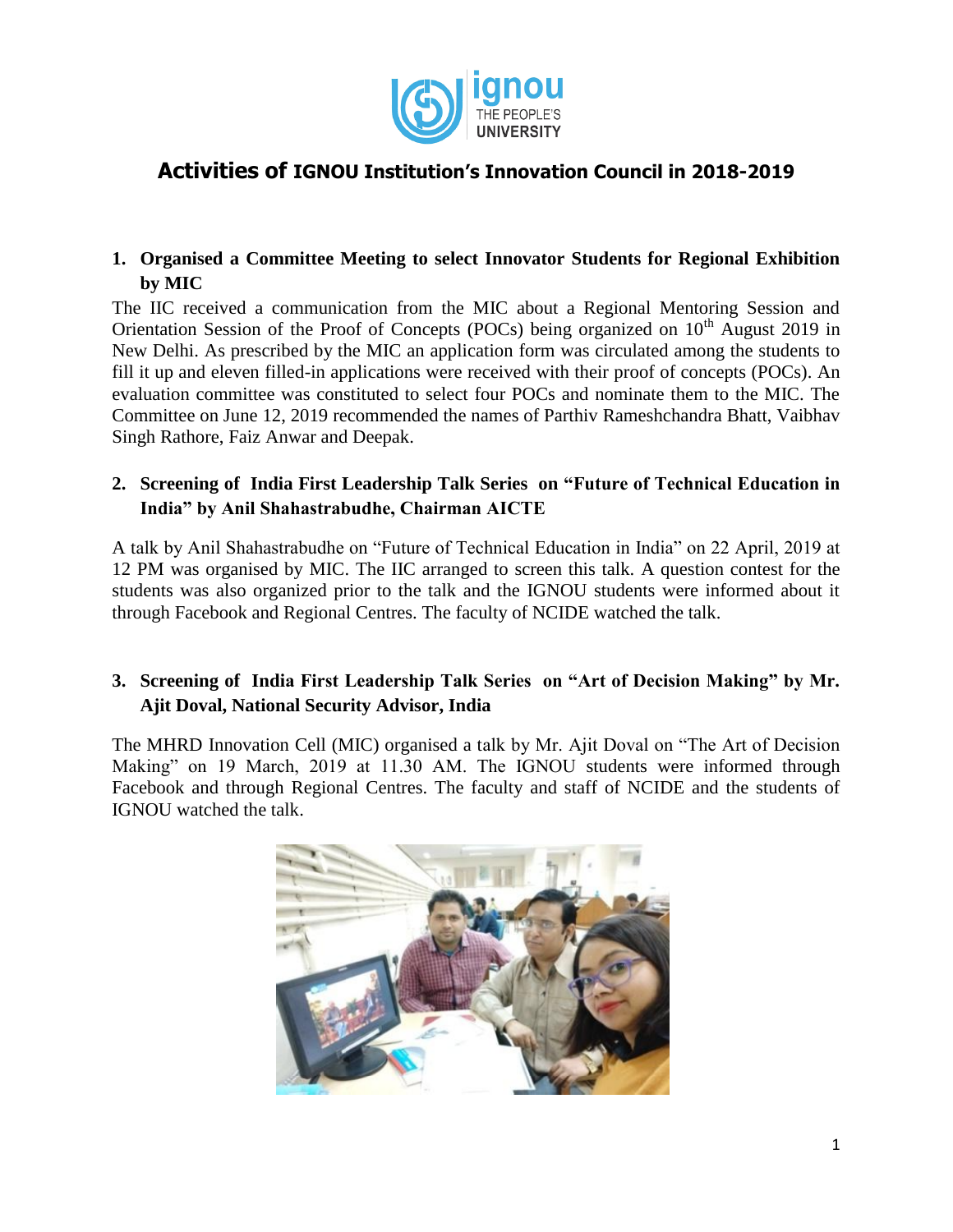# Activities of IGNOU Institution's Innovation Council in 2018-2019

## 1. Organised a Committee Meeting to select Innovator Students for Regional Exhibition by MIC

The IIC received a communication from the MIC about a Regional Mentoring Session and Orientation Session of the Proof of Concepts (POCs) being organized on 10th August 2019 in New Delhi. As prescribed by the MIC an application form was circulated among the students to fill it up and eleven filled-in applications were received with their proof of concepts (POCs). An evaluation committee was constituted to select four POCs and nominate them to the MIC. The Committee on June 12, 2019 recommended the names of Parthiv Rameshchandra Bhatt, Vaibhav Singh Rathore, Faiz Anwar and Deepak.

## 2. Screening of India First Leadership Talk Series on "Future of Technical Education in India" by Anil Shahastrabudhe, Chairman AICTE

A talk by Anil Shahastrabudhe on "Future of Technical Education in India" on 22 April, 2019 at 12 PM was organised by MIC. The IIC arranged to screen this talk. A question contest for the students was also organized prior to the talk and the IGNOU students were informed about it through Facebook and Regional Centres. The faculty of NCIDE watched the talk.

## 3. Screening of India First Leadership Talk Series on "Art of Decision Making" by Mr. Ajit Doval, National Security Advisor, India

The MHRD Innovation Cell (MIC) organised a talk by Mr. Ajit Doval on "The Art of Decision Making" on 19 March, 2019 at 11.30 AM. The IGNOU students were informed through Facebook and through Regional Centres. The faculty and staff of NCIDE and the students of IGNOU watched the talk.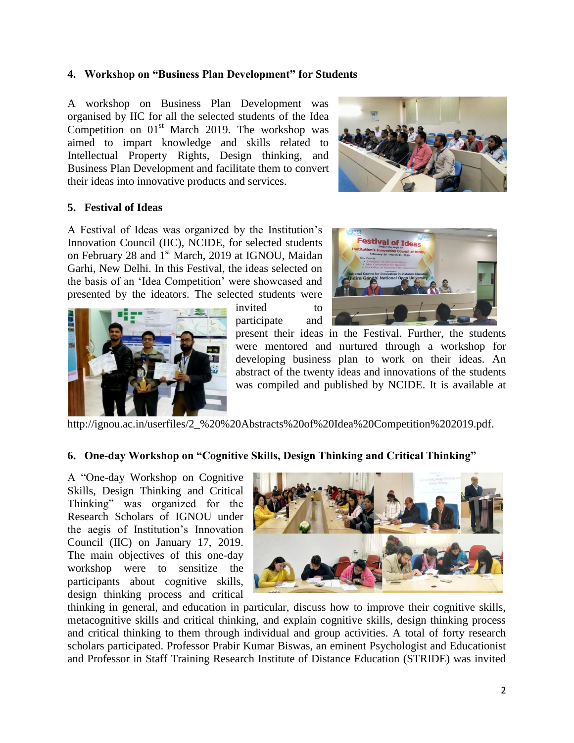### 4. Workshop on "Business Plan Development" for Students

A workshop on Business Plan Development was organised by IIC for all the selected students of the Idea Competition on 01st March 2019. The workshop was aimed to impart knowledge and skills related to Intellectual Property Rights, Design thinking, and Business Plan Development and facilitate them to convert their ideas into innovative products and services.

### 5. Festival of Ideas

A Festival of Ideas was organized by the Institution's Innovation Council (IIC), NCIDE, for selected students on February 28 and 1st March, 2019 at IGNOU, Maidan Garhi, New Delhi. In this Festival, the ideas selected on the basis of an 'Idea Competition' were showcased and presented by the ideators. The selected students were invited to participate and present their ideas in the Festival. Further, the students were mentored and nurtured through a workshop for developing business plan to work on their ideas. An abstract of the twenty ideas and innovations of the students was compiled and published by NCIDE. It is available at

http://ignou.ac.in/userfiles/2_%20%20Abstracts%20of%20Idea%20Competition%202019.pdf.

### 6. One-day Workshop on "Cognitive Skills, Design Thinking and Critical Thinking"

A "One-day Workshop on Cognitive Skills, Design Thinking and Critical Thinking" was organized for the Research Scholars of IGNOU under the aegis of Institution's Innovation Council (IIC) on January 17, 2019. The main objectives of this one-day workshop were to sensitize the participants about cognitive skills, design thinking process and critical thinking in general, and education in particular, discuss how to improve their cognitive skills, metacognitive skills and critical thinking, and explain cognitive skills, design thinking process and critical thinking to them through individual and group activities. A total of forty research scholars participated. Professor Prabir Kumar Biswas, an eminent Psychologist and Educationist and Professor in Staff Training Research Institute of Distance Education (STRIDE) was invited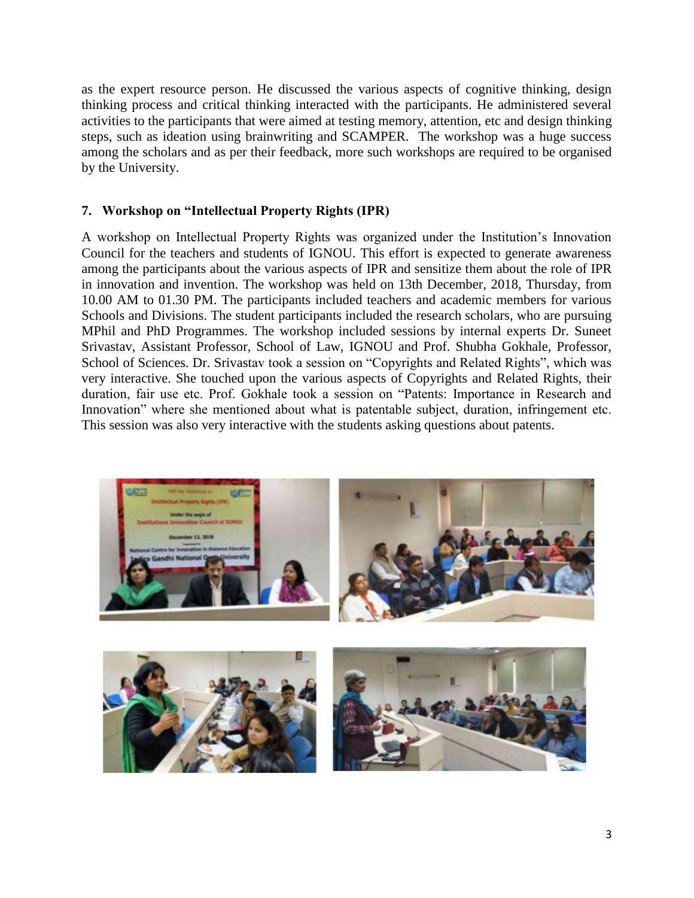as the expert resource person. He discussed the various aspects of cognitive thinking, design thinking process and critical thinking interacted with the participants. He administered several activities to the participants that were aimed at testing memory, attention, etc and design thinking steps, such as ideation using brainwriting and SCAMPER. The workshop was a huge success among the scholars and as per their feedback, more such workshops are required to be organised by the University.

## 7. Workshop on "Intellectual Property Rights (IPR)

A workshop on Intellectual Property Rights was organized under the Institution's Innovation Council for the teachers and students of IGNOU. This effort is expected to generate awareness among the participants about the various aspects of IPR and sensitize them about the role of IPR in innovation and invention. The workshop was held on 13th December, 2018, Thursday, from 10.00 AM to 01.30 PM. The participants included teachers and academic members for various Schools and Divisions. The student participants included the research scholars, who are pursuing MPhil and PhD Programmes. The workshop included sessions by internal experts Dr. Suneet Srivastav, Assistant Professor, School of Law, IGNOU and Prof. Shubha Gokhale, Professor, School of Sciences. Dr. Srivastav took a session on "Copyrights and Related Rights", which was very interactive. She touched upon the various aspects of Copyrights and Related Rights, their duration, fair use etc. Prof. Gokhale took a session on "Patents: Importance in Research and Innovation" where she mentioned about what is patentable subject, duration, infringement etc. This session was also very interactive with the students asking questions about patents.